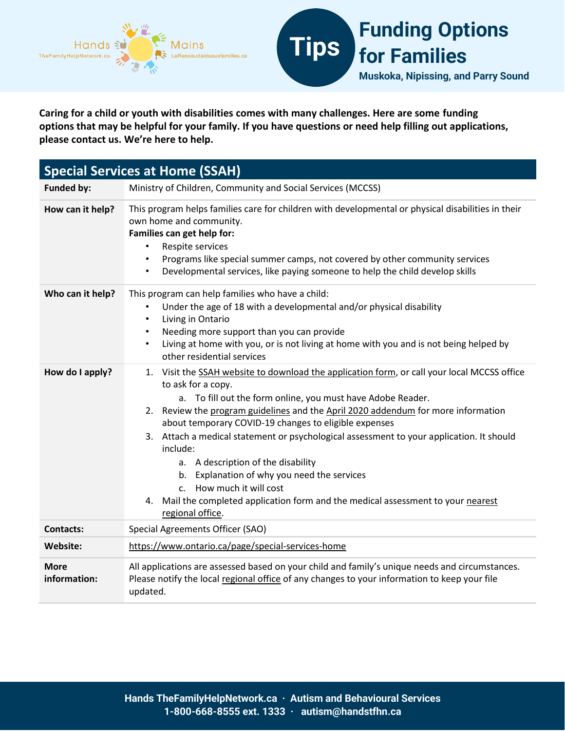Hands TheFamilyHelpNetwork.ca | Mains LeReseaudaideauxfamilles.ca

# Tips: Funding Options for Families

**Muskoka, Nipissing, and Parry Sound**

**Caring for a child or youth with disabilities comes with many challenges. Here are some funding options that may be helpful for your family. If you have questions or need help filling out applications, please contact us. We're here to help.**

## Special Services at Home (SSAH)

| | |
|---|---|
| **Funded by:** | Ministry of Children, Community and Social Services (MCCSS) |
| **How can it help?** | This program helps families care for children with developmental or physical disabilities in their own home and community.<br>**Families can get help for:**<br>• Respite services<br>• Programs like special summer camps, not covered by other community services<br>• Developmental services, like paying someone to help the child develop skills |
| **Who can it help?** | This program can help families who have a child:<br>• Under the age of 18 with a developmental and/or physical disability<br>• Living in Ontario<br>• Needing more support than you can provide<br>• Living at home with you, or is not living at home with you and is not being helped by other residential services |
| **How do I apply?** | 1. Visit the SSAH website to download the application form, or call your local MCCSS office to ask for a copy.<br>&nbsp;&nbsp;&nbsp;a. To fill out the form online, you must have Adobe Reader.<br>2. Review the program guidelines and the April 2020 addendum for more information about temporary COVID-19 changes to eligible expenses<br>3. Attach a medical statement or psychological assessment to your application. It should include:<br>&nbsp;&nbsp;&nbsp;a. A description of the disability<br>&nbsp;&nbsp;&nbsp;b. Explanation of why you need the services<br>&nbsp;&nbsp;&nbsp;c. How much it will cost<br>4. Mail the completed application form and the medical assessment to your nearest regional office. |
| **Contacts:** | Special Agreements Officer (SAO) |
| **Website:** | https://www.ontario.ca/page/special-services-home |
| **More information:** | All applications are assessed based on your child and family's unique needs and circumstances. Please notify the local regional office of any changes to your information to keep your file updated. |

**Hands TheFamilyHelpNetwork.ca · Autism and Behavioural Services**
**1-800-668-8555 ext. 1333 · autism@handstfhn.ca**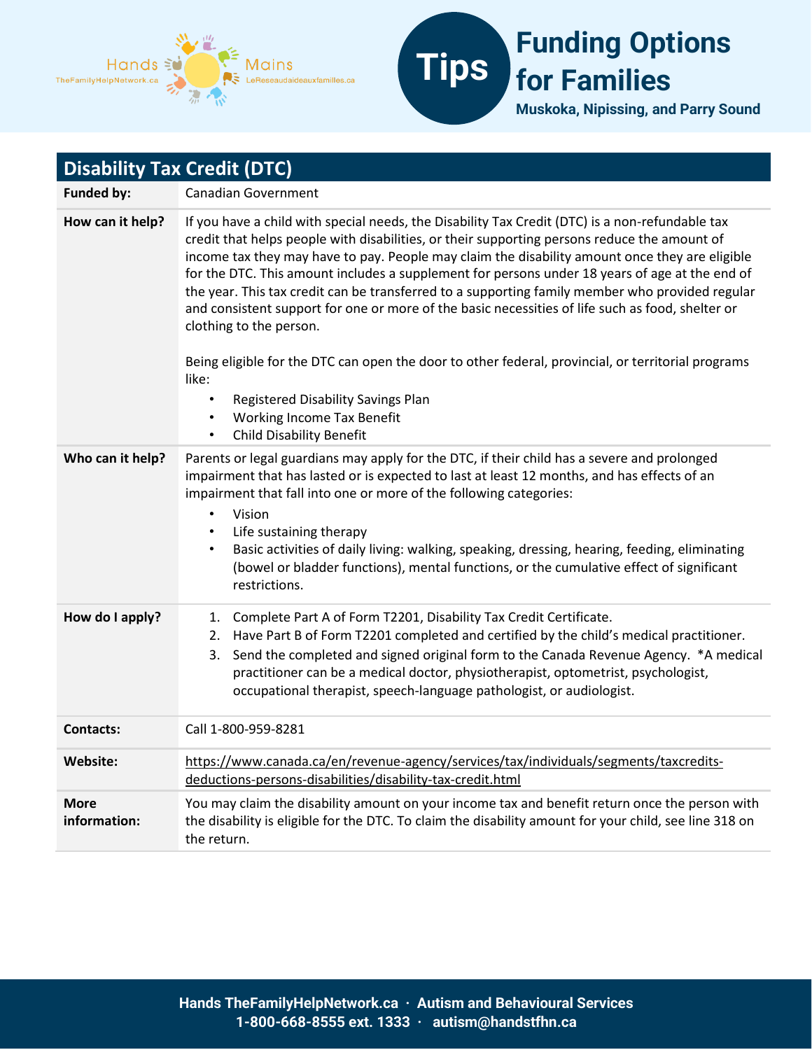## Disability Tax Credit (DTC)

| | |
|---|---|
| **Funded by:** | Canadian Government |
| **How can it help?** | If you have a child with special needs, the Disability Tax Credit (DTC) is a non-refundable tax credit that helps people with disabilities, or their supporting persons reduce the amount of income tax they may have to pay. People may claim the disability amount once they are eligible for the DTC. This amount includes a supplement for persons under 18 years of age at the end of the year. This tax credit can be transferred to a supporting family member who provided regular and consistent support for one or more of the basic necessities of life such as food, shelter or clothing to the person.<br><br>Being eligible for the DTC can open the door to other federal, provincial, or territorial programs like:<br>• Registered Disability Savings Plan<br>• Working Income Tax Benefit<br>• Child Disability Benefit |
| **Who can it help?** | Parents or legal guardians may apply for the DTC, if their child has a severe and prolonged impairment that has lasted or is expected to last at least 12 months, and has effects of an impairment that fall into one or more of the following categories:<br>• Vision<br>• Life sustaining therapy<br>• Basic activities of daily living: walking, speaking, dressing, hearing, feeding, eliminating (bowel or bladder functions), mental functions, or the cumulative effect of significant restrictions. |
| **How do I apply?** | 1. Complete Part A of Form T2201, Disability Tax Credit Certificate.<br>2. Have Part B of Form T2201 completed and certified by the child's medical practitioner.<br>3. Send the completed and signed original form to the Canada Revenue Agency. *A medical practitioner can be a medical doctor, physiotherapist, optometrist, psychologist, occupational therapist, speech-language pathologist, or audiologist. |
| **Contacts:** | Call 1-800-959-8281 |
| **Website:** | https://www.canada.ca/en/revenue-agency/services/tax/individuals/segments/taxcredits-deductions-persons-disabilities/disability-tax-credit.html |
| **More information:** | You may claim the disability amount on your income tax and benefit return once the person with the disability is eligible for the DTC. To claim the disability amount for your child, see line 318 on the return. |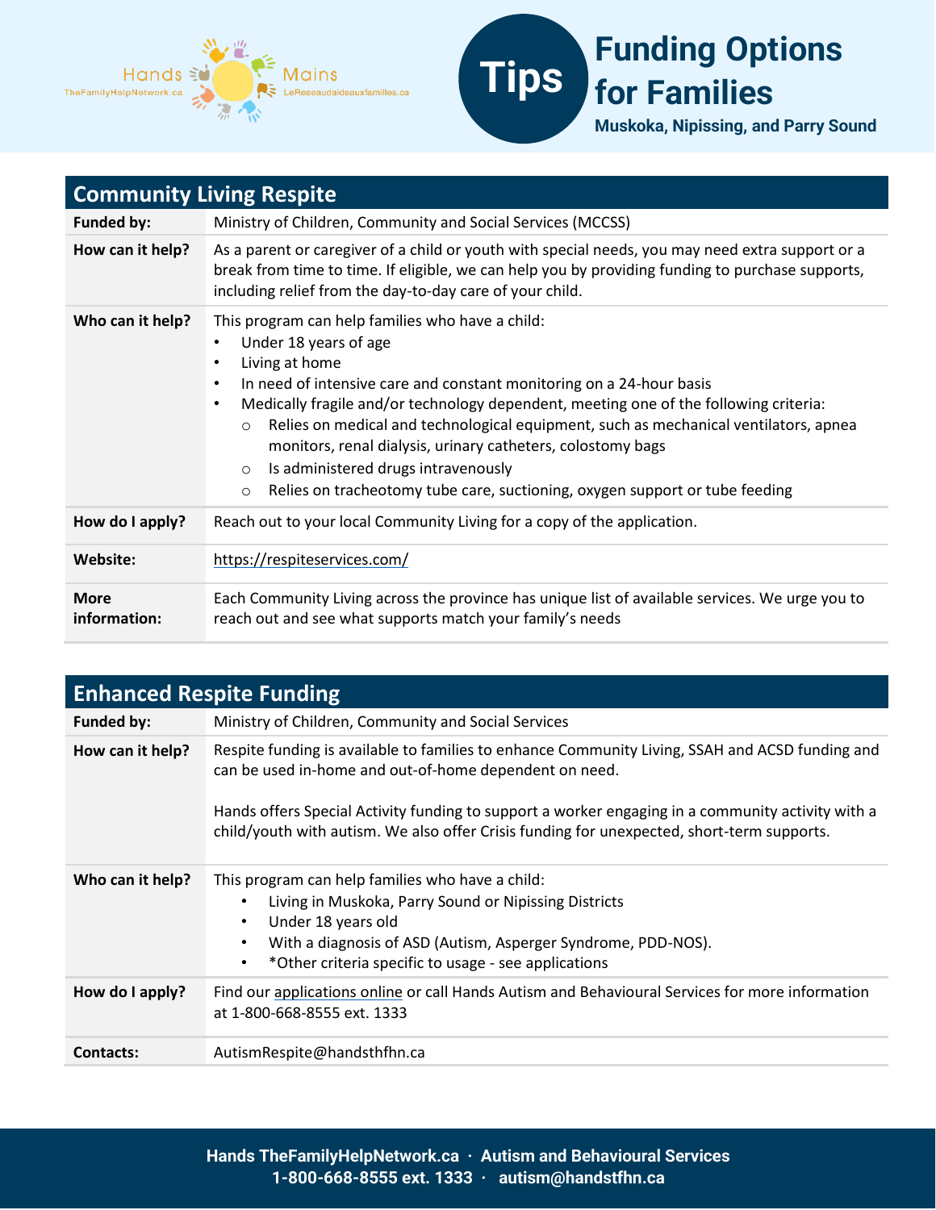# Tips: Funding Options for Families

**Muskoka, Nipissing, and Parry Sound**

## Community Living Respite

| | |
|---|---|
| **Funded by:** | Ministry of Children, Community and Social Services (MCCSS) |
| **How can it help?** | As a parent or caregiver of a child or youth with special needs, you may need extra support or a break from time to time. If eligible, we can help you by providing funding to purchase supports, including relief from the day-to-day care of your child. |
| **Who can it help?** | This program can help families who have a child:<br>• Under 18 years of age<br>• Living at home<br>• In need of intensive care and constant monitoring on a 24-hour basis<br>• Medically fragile and/or technology dependent, meeting one of the following criteria:<br>○ Relies on medical and technological equipment, such as mechanical ventilators, apnea monitors, renal dialysis, urinary catheters, colostomy bags<br>○ Is administered drugs intravenously<br>○ Relies on tracheotomy tube care, suctioning, oxygen support or tube feeding |
| **How do I apply?** | Reach out to your local Community Living for a copy of the application. |
| **Website:** | https://respiteservices.com/ |
| **More information:** | Each Community Living across the province has unique list of available services. We urge you to reach out and see what supports match your family's needs |

## Enhanced Respite Funding

| | |
|---|---|
| **Funded by:** | Ministry of Children, Community and Social Services |
| **How can it help?** | Respite funding is available to families to enhance Community Living, SSAH and ACSD funding and can be used in-home and out-of-home dependent on need.<br><br>Hands offers Special Activity funding to support a worker engaging in a community activity with a child/youth with autism. We also offer Crisis funding for unexpected, short-term supports. |
| **Who can it help?** | This program can help families who have a child:<br>• Living in Muskoka, Parry Sound or Nipissing Districts<br>• Under 18 years old<br>• With a diagnosis of ASD (Autism, Asperger Syndrome, PDD-NOS).<br>• *Other criteria specific to usage - see applications |
| **How do I apply?** | Find our applications online or call Hands Autism and Behavioural Services for more information at 1-800-668-8555 ext. 1333 |
| **Contacts:** | AutismRespite@handsthfhn.ca |

**Hands TheFamilyHelpNetwork.ca · Autism and Behavioural Services**
**1-800-668-8555 ext. 1333 · autism@handstfhn.ca**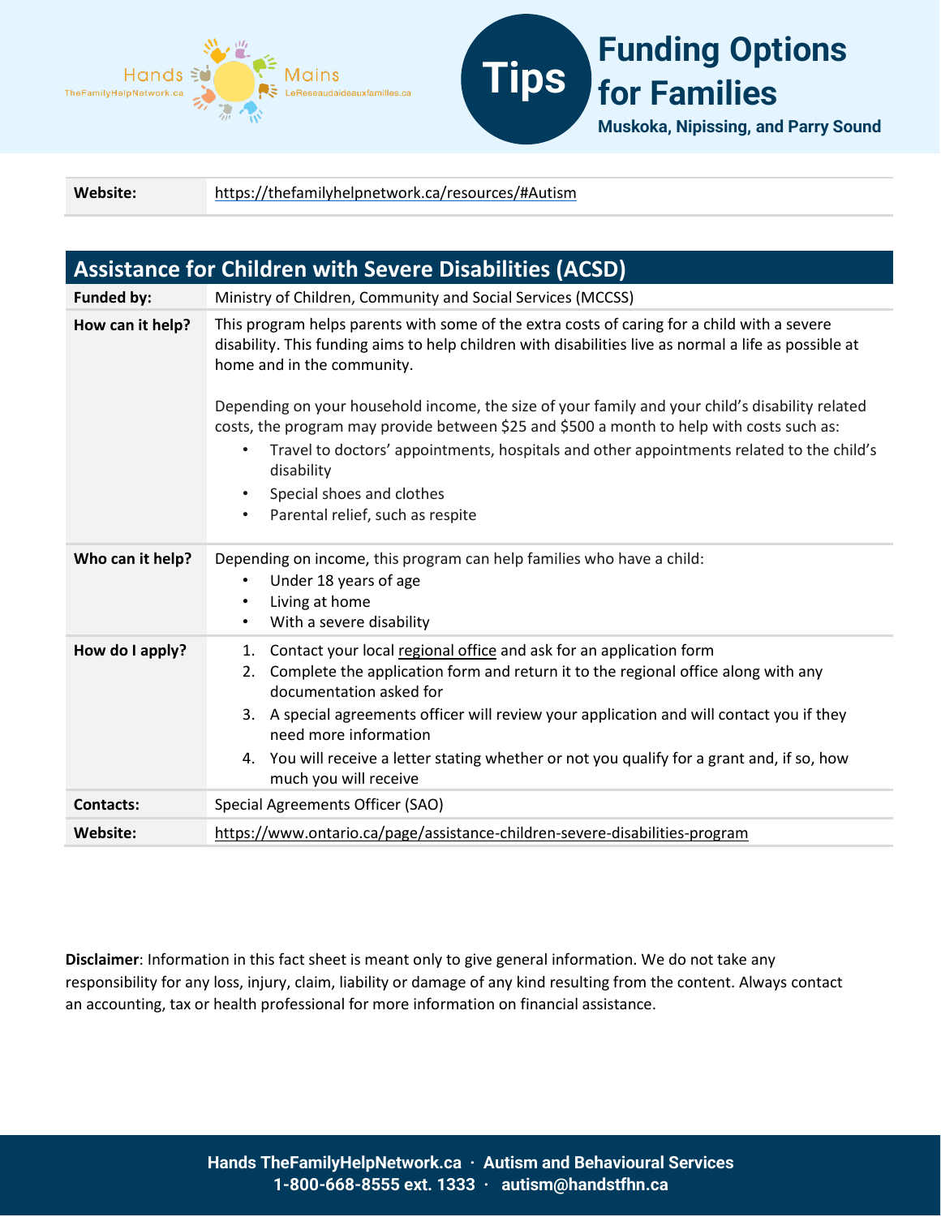| | |
|---|---|
| **Website:** | https://thefamilyhelpnetwork.ca/resources/#Autism |

## Assistance for Children with Severe Disabilities (ACSD)

| | |
|---|---|
| **Funded by:** | Ministry of Children, Community and Social Services (MCCSS) |
| **How can it help?** | This program helps parents with some of the extra costs of caring for a child with a severe disability. This funding aims to help children with disabilities live as normal a life as possible at home and in the community.<br><br>Depending on your household income, the size of your family and your child's disability related costs, the program may provide between $25 and $500 a month to help with costs such as:<br>• Travel to doctors' appointments, hospitals and other appointments related to the child's disability<br>• Special shoes and clothes<br>• Parental relief, such as respite |
| **Who can it help?** | Depending on income, this program can help families who have a child:<br>• Under 18 years of age<br>• Living at home<br>• With a severe disability |
| **How do I apply?** | 1. Contact your local regional office and ask for an application form<br>2. Complete the application form and return it to the regional office along with any documentation asked for<br>3. A special agreements officer will review your application and will contact you if they need more information<br>4. You will receive a letter stating whether or not you qualify for a grant and, if so, how much you will receive |
| **Contacts:** | Special Agreements Officer (SAO) |
| **Website:** | https://www.ontario.ca/page/assistance-children-severe-disabilities-program |

**Disclaimer**: Information in this fact sheet is meant only to give general information. We do not take any responsibility for any loss, injury, claim, liability or damage of any kind resulting from the content. Always contact an accounting, tax or health professional for more information on financial assistance.